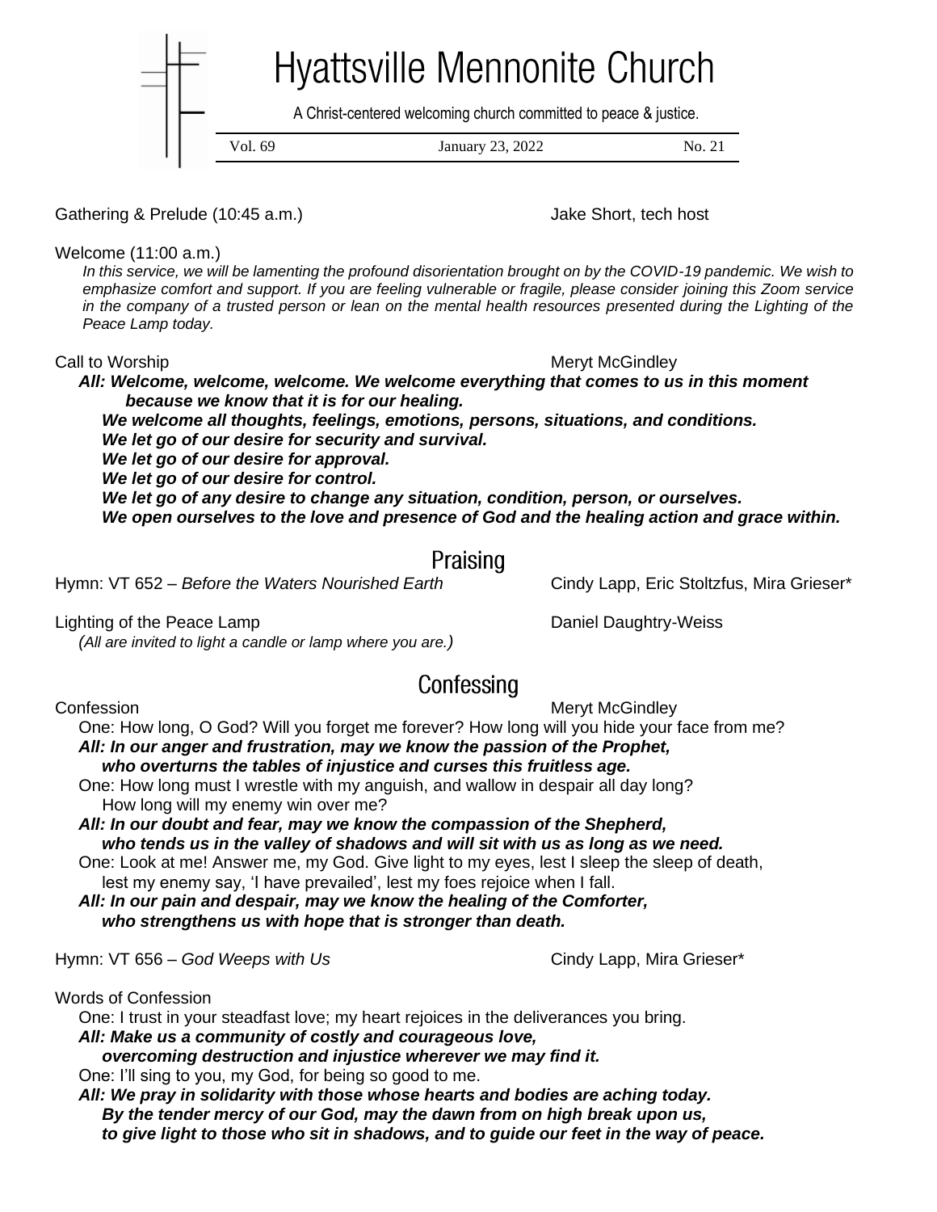# Hyattsville Mennonite Church

A Christ-centered welcoming church committed to peace & justice.

Vol. 69 | January 23, 2022 | No. 21

Gathering & Prelude (10:45 a.m.) — Jake Short, tech host

Welcome (11:00 a.m.)

*In this service, we will be lamenting the profound disorientation brought on by the COVID-19 pandemic. We wish to emphasize comfort and support. If you are feeling vulnerable or fragile, please consider joining this Zoom service in the company of a trusted person or lean on the mental health resources presented during the Lighting of the Peace Lamp today.*

Call to Worship — Meryt McGindley

***All: Welcome, welcome, welcome. We welcome everything that comes to us in this moment because we know that it is for our healing.***
***We welcome all thoughts, feelings, emotions, persons, situations, and conditions.***
***We let go of our desire for security and survival.***
***We let go of our desire for approval.***
***We let go of our desire for control.***
***We let go of any desire to change any situation, condition, person, or ourselves.***
***We open ourselves to the love and presence of God and the healing action and grace within.***

## Praising

Hymn: VT 652 – *Before the Waters Nourished Earth* — Cindy Lapp, Eric Stoltzfus, Mira Grieser*

Lighting of the Peace Lamp — Daniel Daughtry-Weiss

*(All are invited to light a candle or lamp where you are.)*

## Confessing

Confession — Meryt McGindley

One: How long, O God? Will you forget me forever? How long will you hide your face from me?

***All: In our anger and frustration, may we know the passion of the Prophet, who overturns the tables of injustice and curses this fruitless age.***

One: How long must I wrestle with my anguish, and wallow in despair all day long? How long will my enemy win over me?

***All: In our doubt and fear, may we know the compassion of the Shepherd, who tends us in the valley of shadows and will sit with us as long as we need.***

One: Look at me! Answer me, my God. Give light to my eyes, lest I sleep the sleep of death, lest my enemy say, 'I have prevailed', lest my foes rejoice when I fall.

***All: In our pain and despair, may we know the healing of the Comforter, who strengthens us with hope that is stronger than death.***

Hymn: VT 656 – *God Weeps with Us* — Cindy Lapp, Mira Grieser*

Words of Confession

One: I trust in your steadfast love; my heart rejoices in the deliverances you bring.

***All: Make us a community of costly and courageous love, overcoming destruction and injustice wherever we may find it.***

One: I'll sing to you, my God, for being so good to me.

***All: We pray in solidarity with those whose hearts and bodies are aching today. By the tender mercy of our God, may the dawn from on high break upon us, to give light to those who sit in shadows, and to guide our feet in the way of peace.***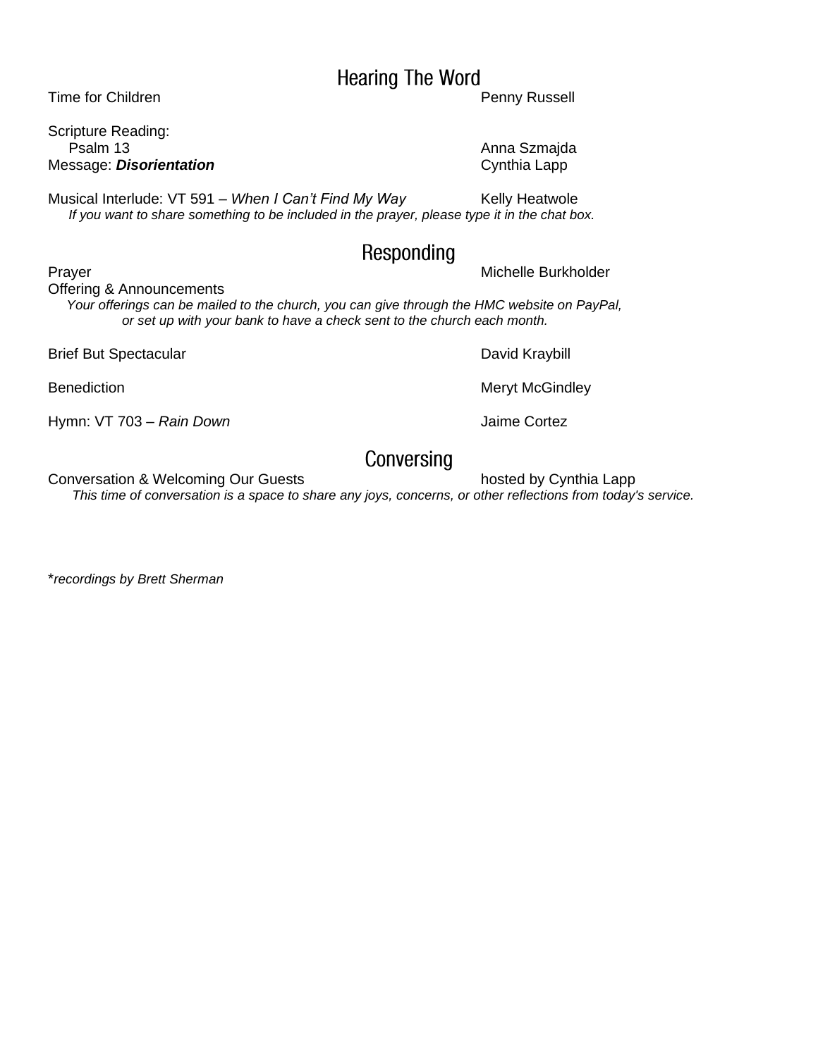## Hearing The Word

Time for Children Penny Russell

Scripture Reading:
Psalm 13 Anna Szmajda
Message: ***Disorientation*** Cynthia Lapp

Musical Interlude: VT 591 – *When I Can't Find My Way* Kelly Heatwole
*If you want to share something to be included in the prayer, please type it in the chat box.*

## Responding

Prayer Michelle Burkholder
Offering & Announcements
*Your offerings can be mailed to the church, you can give through the HMC website on PayPal, or set up with your bank to have a check sent to the church each month.*

Brief But Spectacular David Kraybill

Benediction Meryt McGindley

Hymn: VT 703 – *Rain Down* Jaime Cortez

## Conversing

Conversation & Welcoming Our Guests hosted by Cynthia Lapp
*This time of conversation is a space to share any joys, concerns, or other reflections from today's service.*

*\*recordings by Brett Sherman*